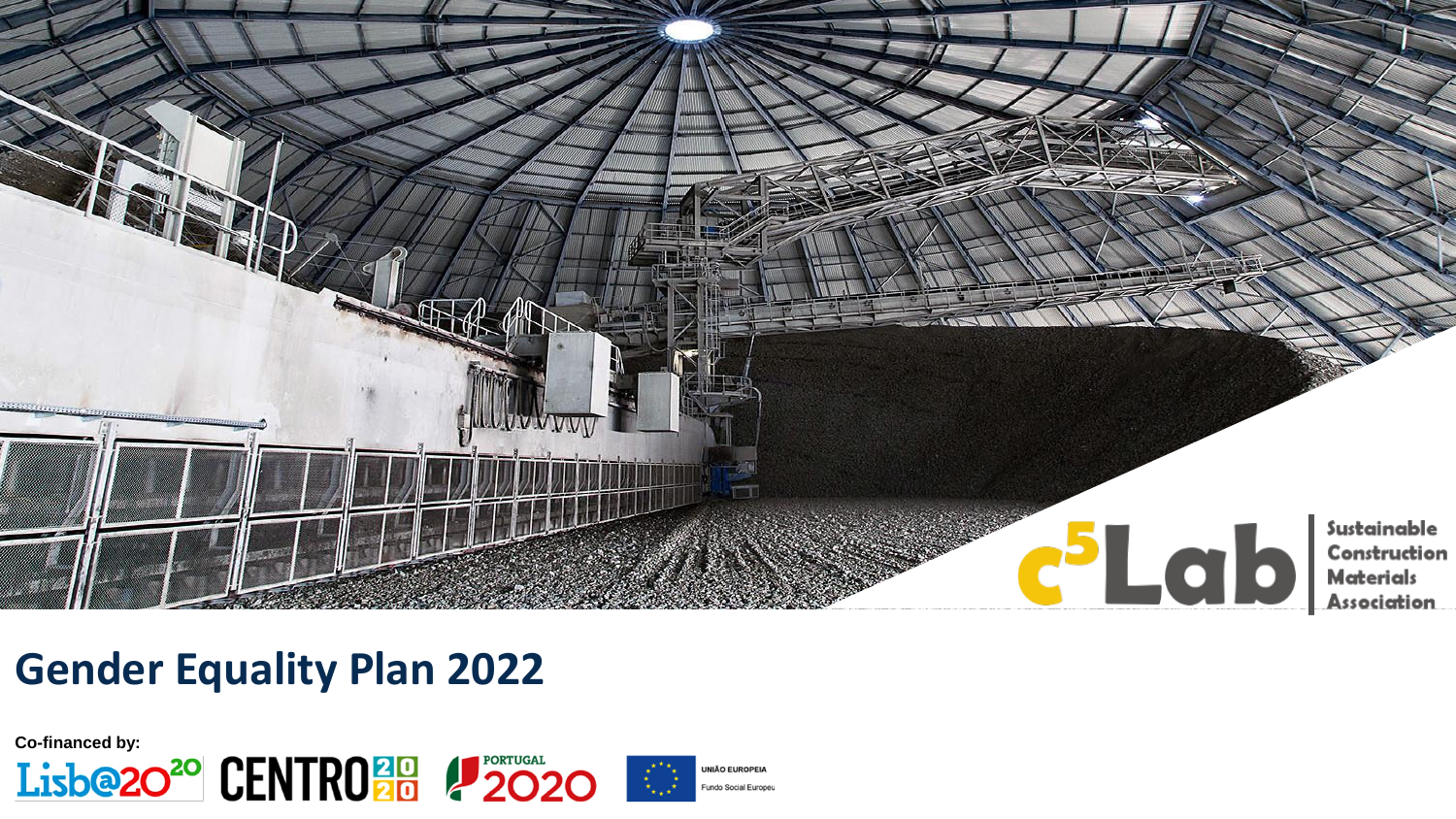c5Lab Sustainable Construction Materials Association

# Gender Equality Plan 2022

Co-financed by:

Lisb@20[20] CENTRO 2020 PORTUGAL 2020 UNIÃO EUROPEIA Fundo Social Europeu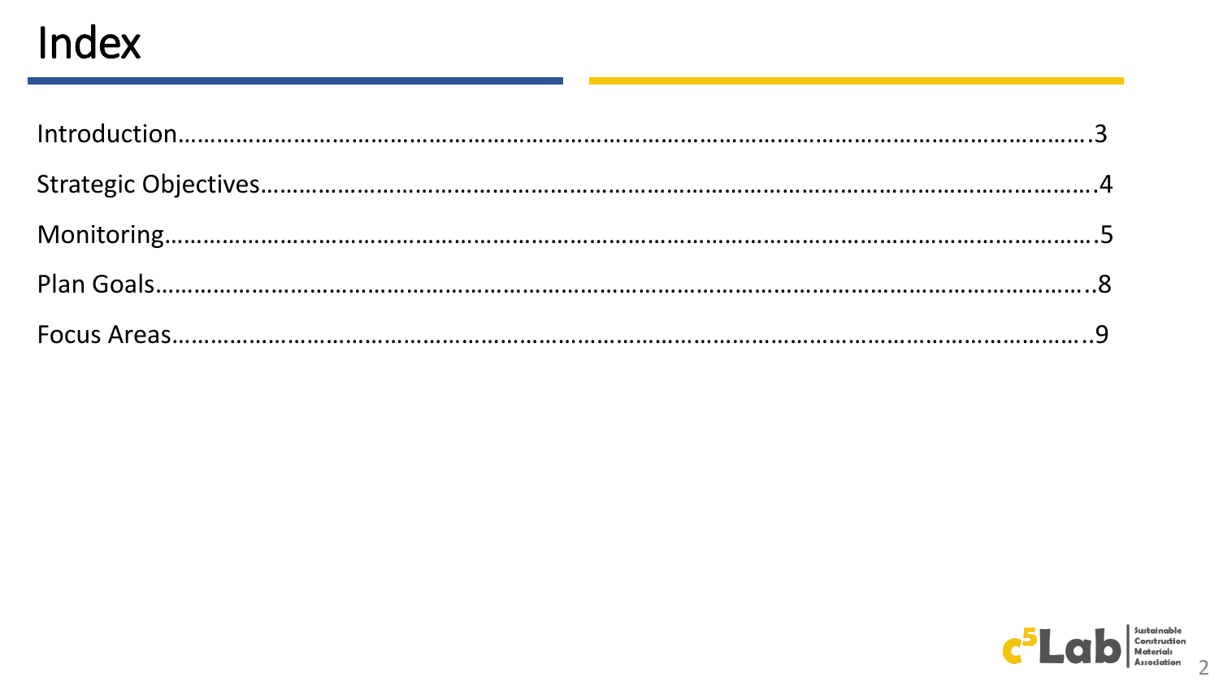# Index

Introduction……………………………………………………………………………………………………….3

Strategic Objectives……………………………………………………………………………………………….4

Monitoring……………………………………………………………………………………………………….5

Plan Goals……………………………………………………………………………………………………….8

Focus Areas……………………………………………………………………………………………………….9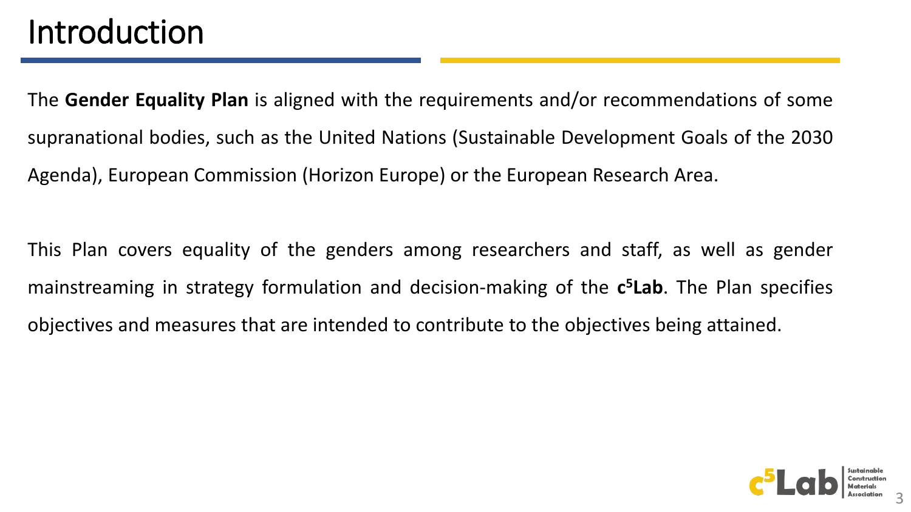# Introduction

The **Gender Equality Plan** is aligned with the requirements and/or recommendations of some supranational bodies, such as the United Nations (Sustainable Development Goals of the 2030 Agenda), European Commission (Horizon Europe) or the European Research Area.

This Plan covers equality of the genders among researchers and staff, as well as gender mainstreaming in strategy formulation and decision-making of the **c$^5$Lab**. The Plan specifies objectives and measures that are intended to contribute to the objectives being attained.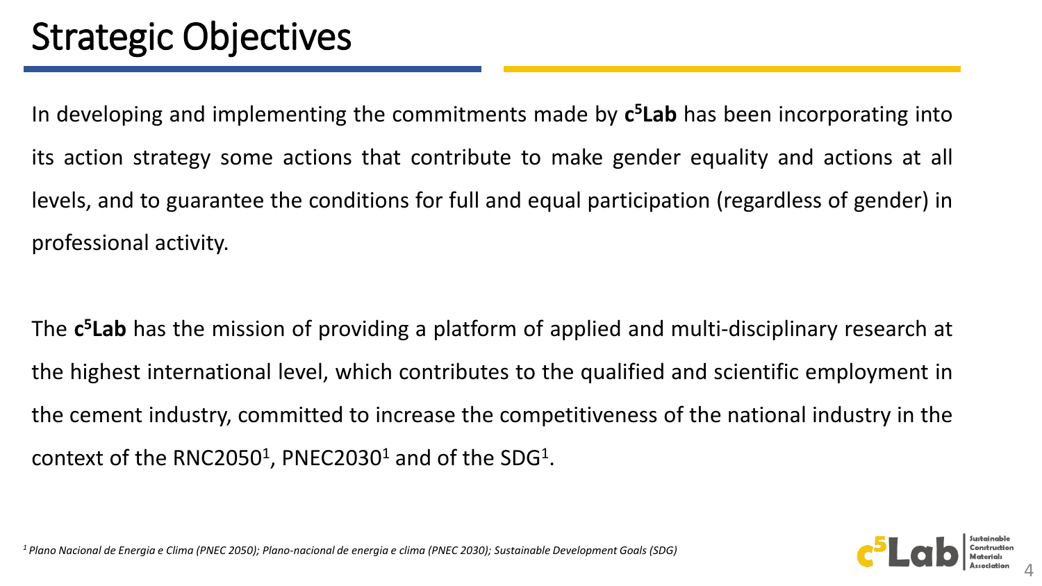# Strategic Objectives

In developing and implementing the commitments made by **c[5]Lab** has been incorporating into its action strategy some actions that contribute to make gender equality and actions at all levels, and to guarantee the conditions for full and equal participation (regardless of gender) in professional activity.

The **c[5]Lab** has the mission of providing a platform of applied and multi-disciplinary research at the highest international level, which contributes to the qualified and scientific employment in the cement industry, committed to increase the competitiveness of the national industry in the context of the RNC2050[1], PNEC2030[1] and of the SDG[1].

*[1] Plano Nacional de Energia e Clima (PNEC 2050); Plano-nacional de energia e clima (PNEC 2030); Sustainable Development Goals (SDG)*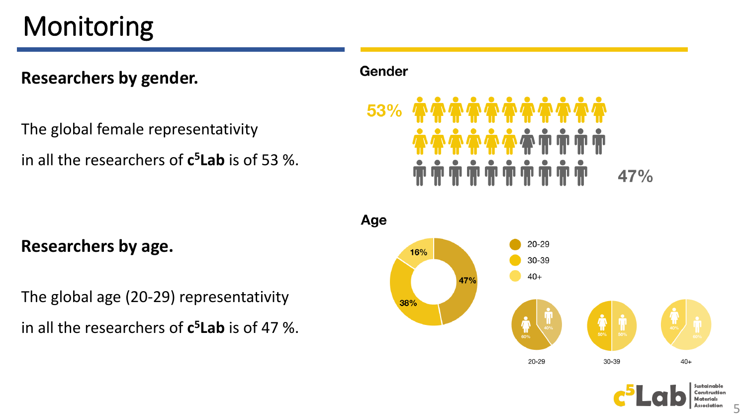# Monitoring

**Researchers by gender.**

The global female representativity in all the researchers of **c[5]Lab** is of 53 %.

**Researchers by age.**

The global age (20-29) representativity in all the researchers of **c[5]Lab** is of 47 %.

**Gender**

53%

47%

**Age**

| Age group | Share |
|---|---|
| 20-29 | 47% |
| 30-39 | 38% |
| 40+ | 16% |

| Age group | Female | Male |
|---|---|---|
| 20-29 | 60% | 40% |
| 30-39 | 50% | 50% |
| 40+ | 40% | 60% |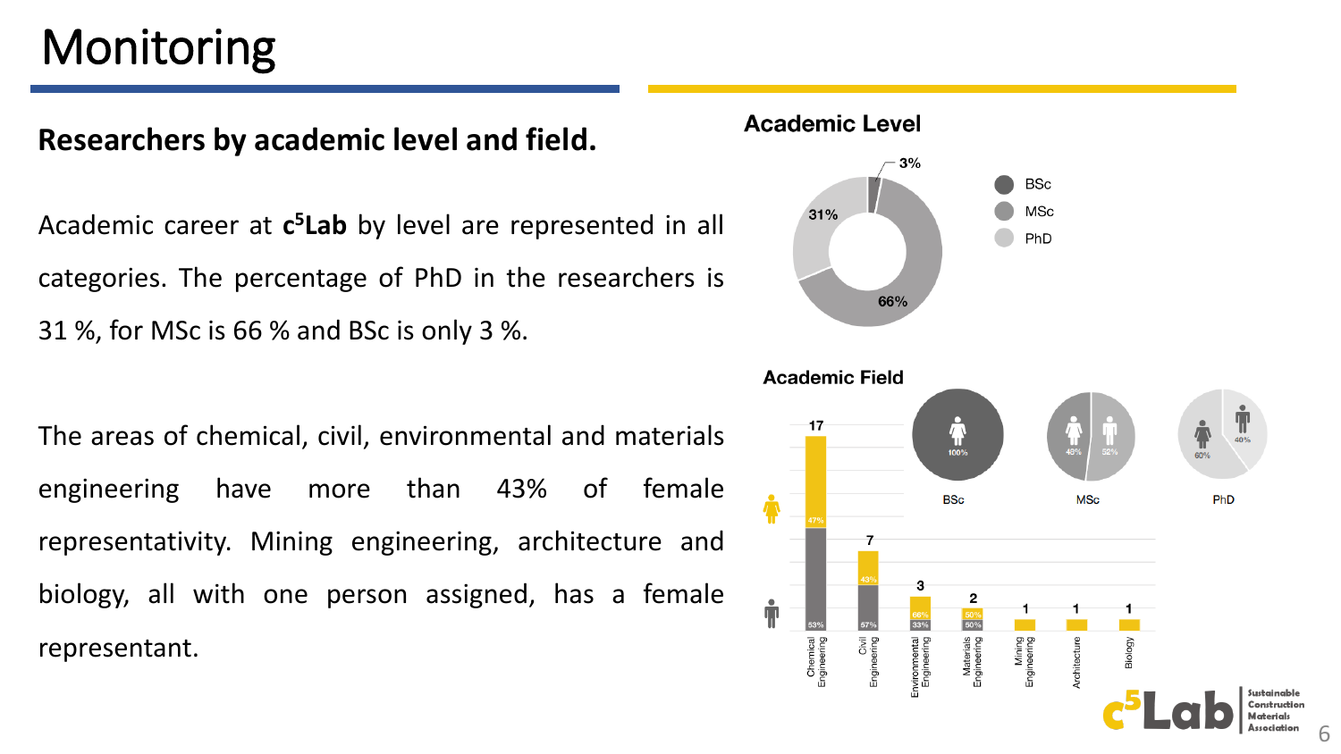# Monitoring

**Researchers by academic level and field.**

Academic career at **c[5]Lab** by level are represented in all categories. The percentage of PhD in the researchers is 31 %, for MSc is 66 % and BSc is only 3 %.

The areas of chemical, civil, environmental and materials engineering have more than 43% of female representativity. Mining engineering, architecture and biology, all with one person assigned, has a female representant.

**Academic Level**

- BSc: 3%
- MSc: 66%
- PhD: 31%

**Academic Field**

| Field | Total | Female | Male |
| --- | --- | --- | --- |
| Chemical Engineering | 17 | 47% | 53% |
| Civil Engineering | 7 | 43% | 57% |
| Environmental Engineering | 3 | 66% | 33% |
| Materials Engineering | 2 | 50% | 50% |
| Mining Engineering | 1 | | |
| Architecture | 1 | | |
| Biology | 1 | | |

| Level | Female | Male |
| --- | --- | --- |
| BSc | 100% | |
| MSc | 48% | 52% |
| PhD | 60% | 40% |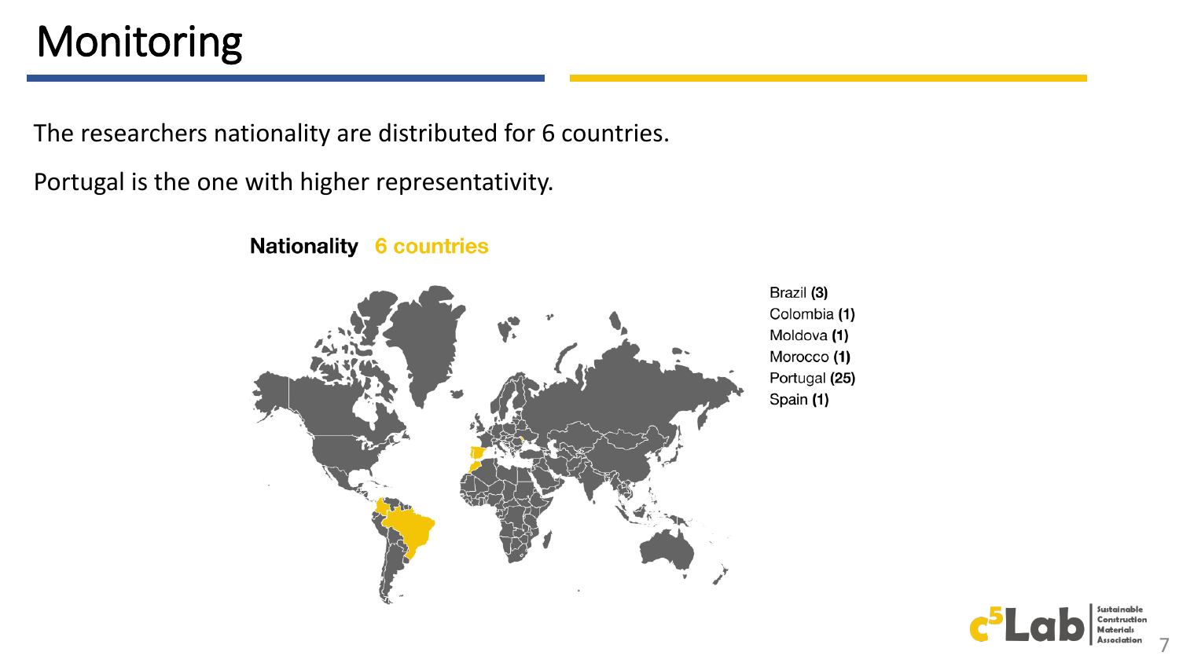# Monitoring

The researchers nationality are distributed for 6 countries.

Portugal is the one with higher representativity.

**Nationality** **6 countries**

Brazil **(3)**
Colombia **(1)**
Moldova **(1)**
Morocco **(1)**
Portugal **(25)**
Spain **(1)**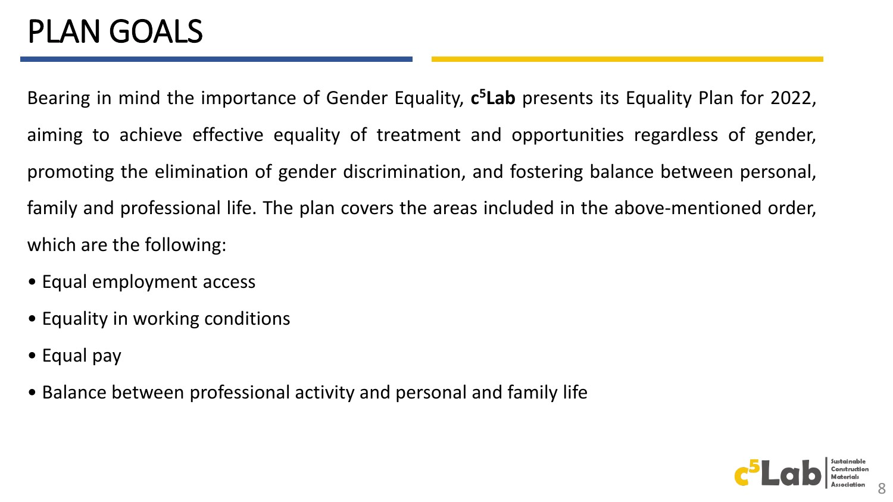# PLAN GOALS

Bearing in mind the importance of Gender Equality, **c[5]Lab** presents its Equality Plan for 2022, aiming to achieve effective equality of treatment and opportunities regardless of gender, promoting the elimination of gender discrimination, and fostering balance between personal, family and professional life. The plan covers the areas included in the above-mentioned order, which are the following:

- Equal employment access
- Equality in working conditions
- Equal pay
- Balance between professional activity and personal and family life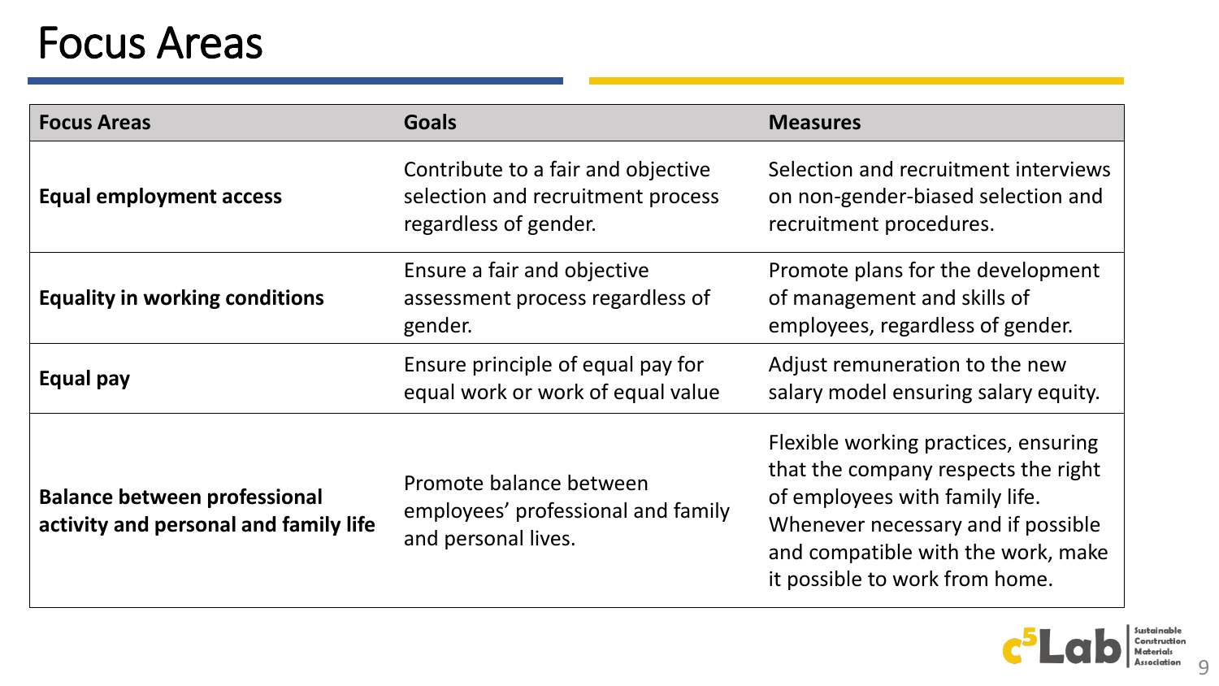# Focus Areas

| Focus Areas | Goals | Measures |
|---|---|---|
| **Equal employment access** | Contribute to a fair and objective selection and recruitment process regardless of gender. | Selection and recruitment interviews on non-gender-biased selection and recruitment procedures. |
| **Equality in working conditions** | Ensure a fair and objective assessment process regardless of gender. | Promote plans for the development of management and skills of employees, regardless of gender. |
| **Equal pay** | Ensure principle of equal pay for equal work or work of equal value | Adjust remuneration to the new salary model ensuring salary equity. |
| **Balance between professional activity and personal and family life** | Promote balance between employees' professional and family and personal lives. | Flexible working practices, ensuring that the company respects the right of employees with family life. Whenever necessary and if possible and compatible with the work, make it possible to work from home. |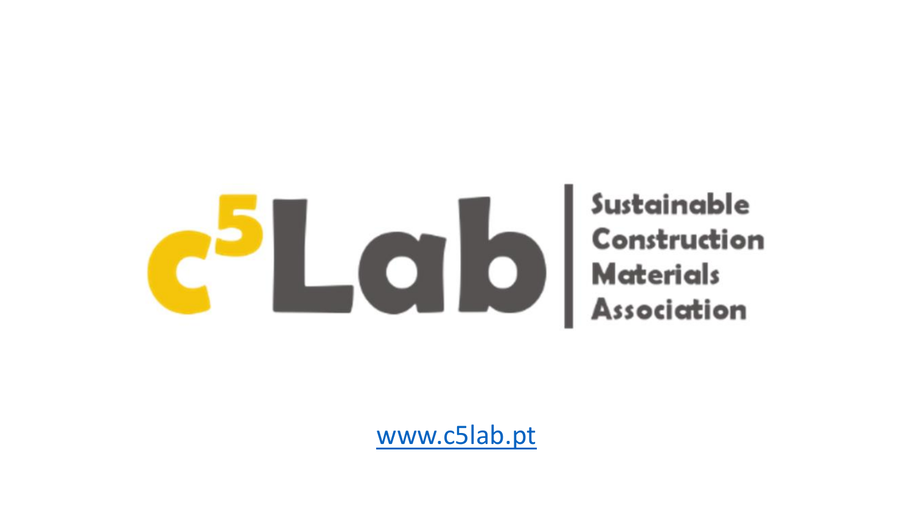C5Lab

Sustainable Construction Materials Association

www.c5lab.pt